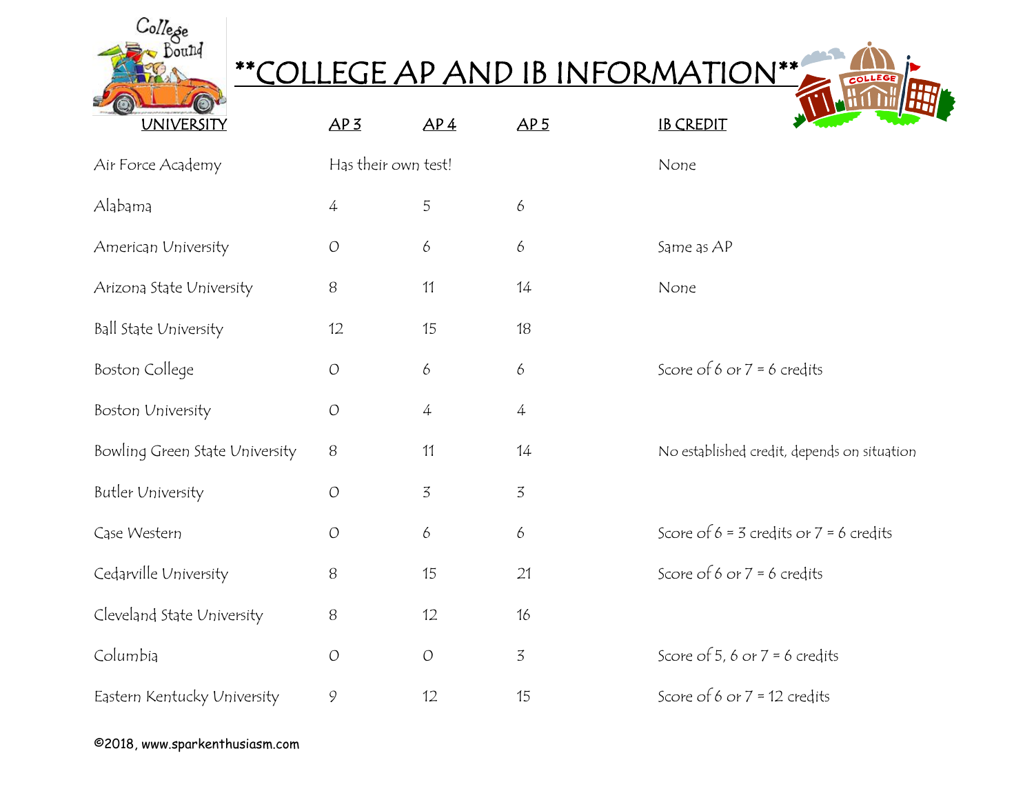# **COLLEGE AP AND IB INFORMATION**

| UNIVERSITY | AP 3 | AP 4 | AP 5 | IB CREDIT |
|---|---|---|---|---|
| Air Force Academy | Has their own test! | | | None |
| Alabama | 4 | 5 | 6 | |
| American University | 0 | 6 | 6 | Same as AP |
| Arizona State University | 8 | 11 | 14 | None |
| Ball State University | 12 | 15 | 18 | |
| Boston College | 0 | 6 | 6 | Score of 6 or 7 = 6 credits |
| Boston University | 0 | 4 | 4 | |
| Bowling Green State University | 8 | 11 | 14 | No established credit, depends on situation |
| Butler University | 0 | 3 | 3 | |
| Case Western | 0 | 6 | 6 | Score of 6 = 3 credits or 7 = 6 credits |
| Cedarville University | 8 | 15 | 21 | Score of 6 or 7 = 6 credits |
| Cleveland State University | 8 | 12 | 16 | |
| Columbia | 0 | 0 | 3 | Score of 5, 6 or 7 = 6 credits |
| Eastern Kentucky University | 9 | 12 | 15 | Score of 6 or 7 = 12 credits |

©2018, www.sparkenthusiasm.com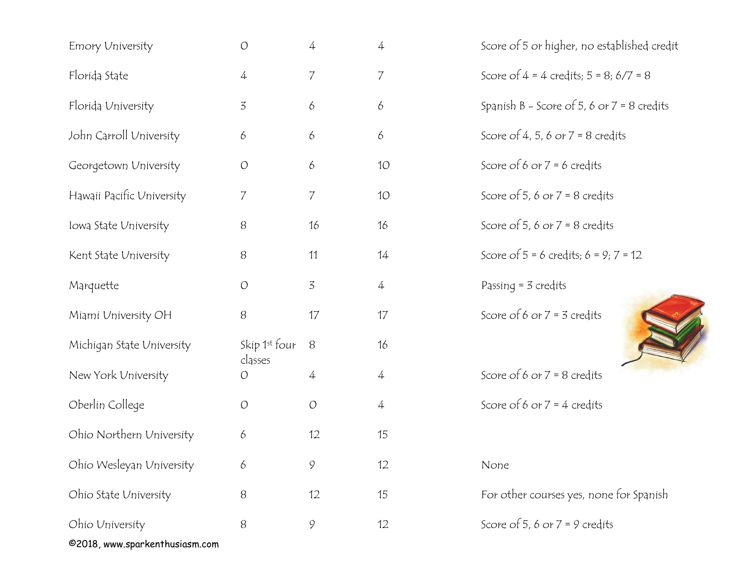| | | | | |
|---|---|---|---|---|
| Emory University | 0 | 4 | 4 | Score of 5 or higher, no established credit |
| Florida State | 4 | 7 | 7 | Score of 4 = 4 credits; 5 = 8; 6/7 = 8 |
| Florida University | 3 | 6 | 6 | Spanish B – Score of 5, 6 or 7 = 8 credits |
| John Carroll University | 6 | 6 | 6 | Score of 4, 5, 6 or 7 = 8 credits |
| Georgetown University | 0 | 6 | 10 | Score of 6 or 7 = 6 credits |
| Hawaii Pacific University | 7 | 7 | 10 | Score of 5, 6 or 7 = 8 credits |
| Iowa State University | 8 | 16 | 16 | Score of 5, 6 or 7 = 8 credits |
| Kent State University | 8 | 11 | 14 | Score of 5 = 6 credits; 6 = 9; 7 = 12 |
| Marquette | 0 | 3 | 4 | Passing = 3 credits |
| Miami University OH | 8 | 17 | 17 | Score of 6 or 7 = 3 credits |
| Michigan State University | Skip 1st four classes | 8 | 16 | |
| New York University | 0 | 4 | 4 | Score of 6 or 7 = 8 credits |
| Oberlin College | 0 | 0 | 4 | Score of 6 or 7 = 4 credits |
| Ohio Northern University | 6 | 12 | 15 | |
| Ohio Wesleyan University | 6 | 9 | 12 | None |
| Ohio State University | 8 | 12 | 15 | For other courses yes, none for Spanish |
| Ohio University | 8 | 9 | 12 | Score of 5, 6 or 7 = 9 credits |

©2018, www.sparkenthusiasm.com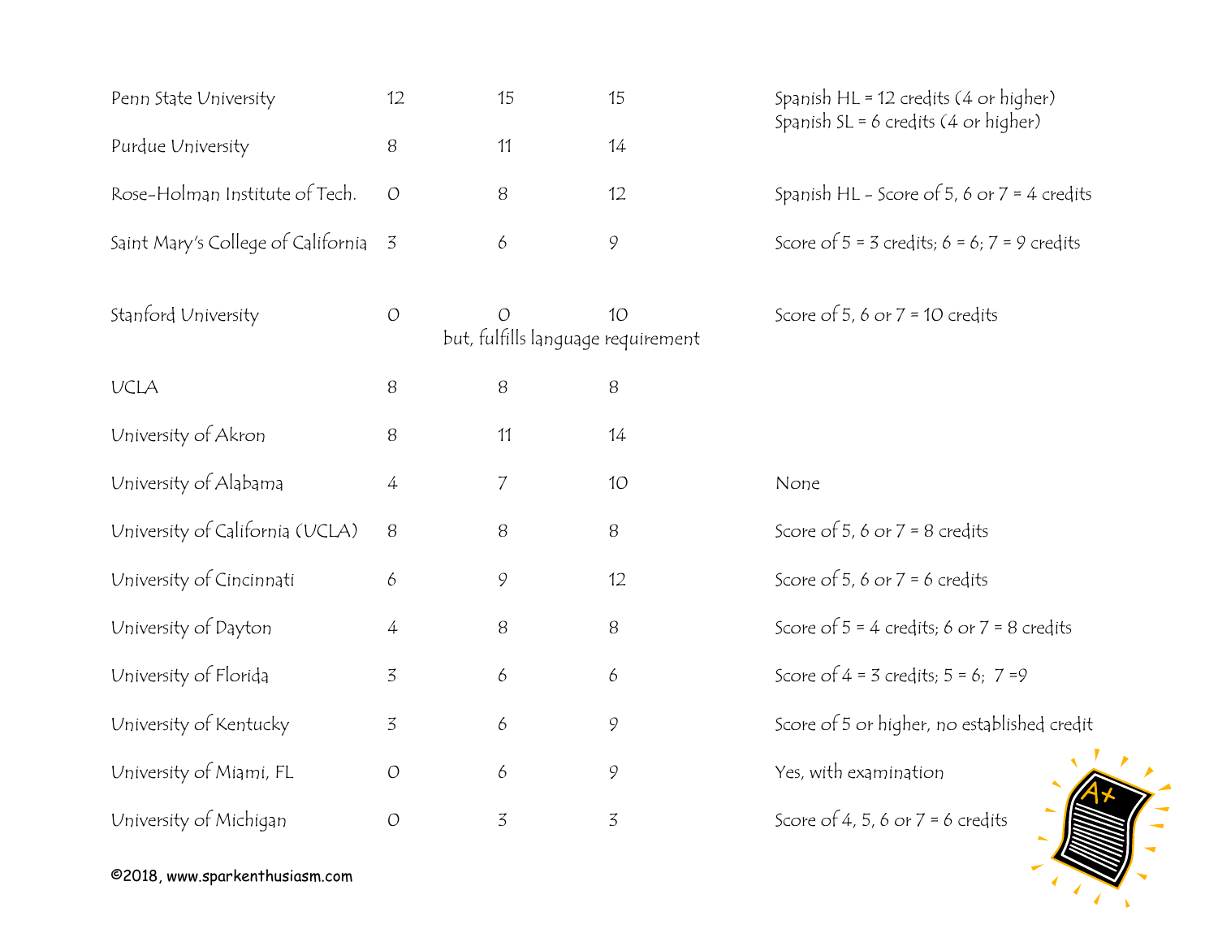| | | | | |
|---|---|---|---|---|
| Penn State University | 12 | 15 | 15 | Spanish HL = 12 credits (4 or higher)<br>Spanish SL = 6 credits (4 or higher) |
| Purdue University | 8 | 11 | 14 | |
| Rose-Holman Institute of Tech. | 0 | 8 | 12 | Spanish HL – Score of 5, 6 or 7 = 4 credits |
| Saint Mary's College of California | 3 | 6 | 9 | Score of 5 = 3 credits; 6 = 6; 7 = 9 credits |
| Stanford University | 0 | 0<br>but, fulfills language requirement | 10 | Score of 5, 6 or 7 = 10 credits |
| UCLA | 8 | 8 | 8 | |
| University of Akron | 8 | 11 | 14 | |
| University of Alabama | 4 | 7 | 10 | None |
| University of California (UCLA) | 8 | 8 | 8 | Score of 5, 6 or 7 = 8 credits |
| University of Cincinnati | 6 | 9 | 12 | Score of 5, 6 or 7 = 6 credits |
| University of Dayton | 4 | 8 | 8 | Score of 5 = 4 credits; 6 or 7 = 8 credits |
| University of Florida | 3 | 6 | 6 | Score of 4 = 3 credits; 5 = 6; 7 =9 |
| University of Kentucky | 3 | 6 | 9 | Score of 5 or higher, no established credit |
| University of Miami, FL | 0 | 6 | 9 | Yes, with examination |
| University of Michigan | 0 | 3 | 3 | Score of 4, 5, 6 or 7 = 6 credits |

©2018, www.sparkenthusiasm.com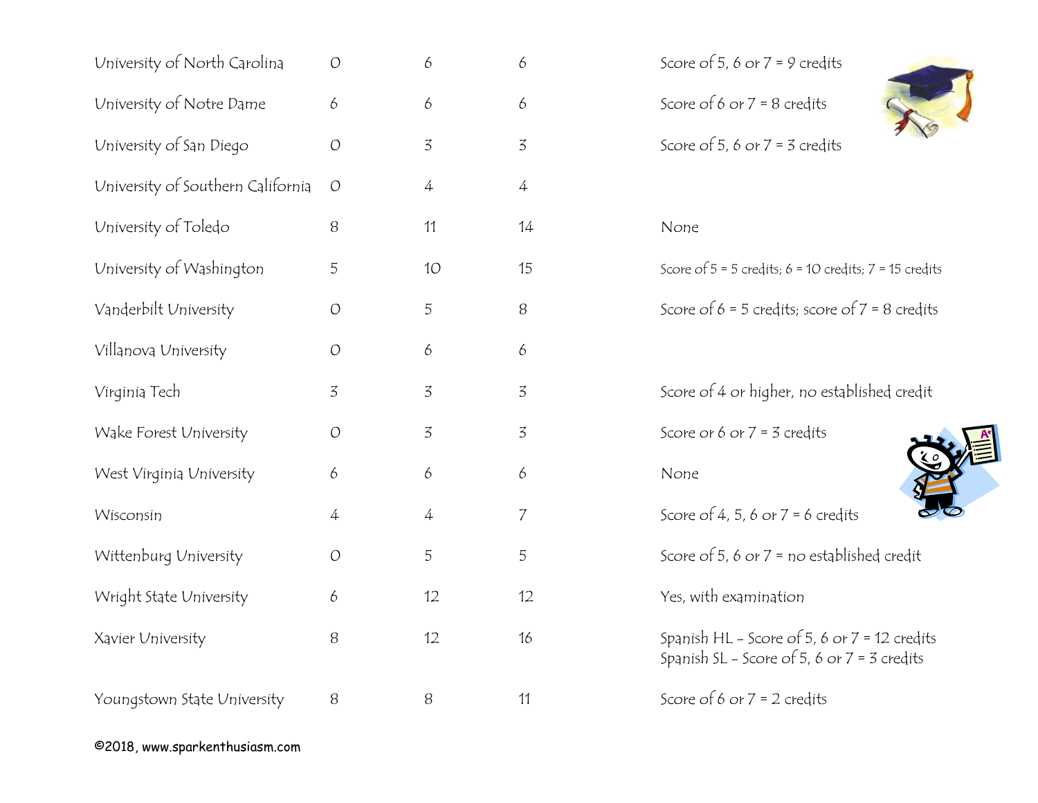| | | | | |
|---|---|---|---|---|
| University of North Carolina | 0 | 6 | 6 | Score of 5, 6 or 7 = 9 credits |
| University of Notre Dame | 6 | 6 | 6 | Score of 6 or 7 = 8 credits |
| University of San Diego | 0 | 3 | 3 | Score of 5, 6 or 7 = 3 credits |
| University of Southern California | 0 | 4 | 4 | |
| University of Toledo | 8 | 11 | 14 | None |
| University of Washington | 5 | 10 | 15 | Score of 5 = 5 credits; 6 = 10 credits; 7 = 15 credits |
| Vanderbilt University | 0 | 5 | 8 | Score of 6 = 5 credits; score of 7 = 8 credits |
| Villanova University | 0 | 6 | 6 | |
| Virginia Tech | 3 | 3 | 3 | Score of 4 or higher, no established credit |
| Wake Forest University | 0 | 3 | 3 | Score or 6 or 7 = 3 credits |
| West Virginia University | 6 | 6 | 6 | None |
| Wisconsin | 4 | 4 | 7 | Score of 4, 5, 6 or 7 = 6 credits |
| Wittenburg University | 0 | 5 | 5 | Score of 5, 6 or 7 = no established credit |
| Wright State University | 6 | 12 | 12 | Yes, with examination |
| Xavier University | 8 | 12 | 16 | Spanish HL – Score of 5, 6 or 7 = 12 credits<br>Spanish SL – Score of 5, 6 or 7 = 3 credits |
| Youngstown State University | 8 | 8 | 11 | Score of 6 or 7 = 2 credits |

©2018, www.sparkenthusiasm.com